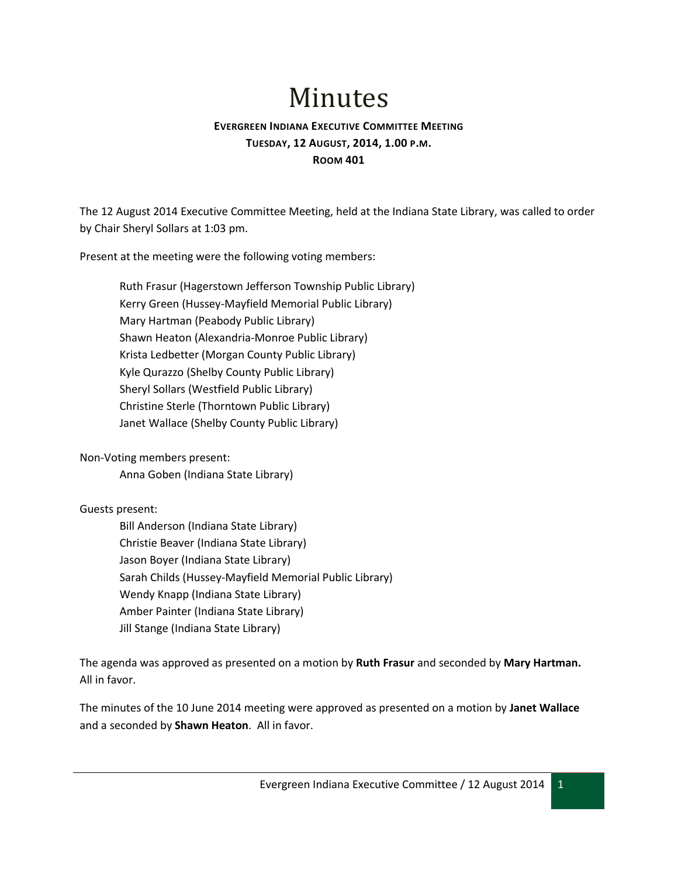# Minutes

**EVERGREEN INDIANA EXECUTIVE COMMITTEE MEETING**
**TUESDAY, 12 AUGUST, 2014, 1.00 P.M.**
**ROOM 401**

The 12 August 2014 Executive Committee Meeting, held at the Indiana State Library, was called to order by Chair Sheryl Sollars at 1:03 pm.

Present at the meeting were the following voting members:

Ruth Frasur (Hagerstown Jefferson Township Public Library)
Kerry Green (Hussey-Mayfield Memorial Public Library)
Mary Hartman (Peabody Public Library)
Shawn Heaton (Alexandria-Monroe Public Library)
Krista Ledbetter (Morgan County Public Library)
Kyle Qurazzo (Shelby County Public Library)
Sheryl Sollars (Westfield Public Library)
Christine Sterle (Thorntown Public Library)
Janet Wallace (Shelby County Public Library)

Non-Voting members present:
Anna Goben (Indiana State Library)

Guests present:
Bill Anderson (Indiana State Library)
Christie Beaver (Indiana State Library)
Jason Boyer (Indiana State Library)
Sarah Childs (Hussey-Mayfield Memorial Public Library)
Wendy Knapp (Indiana State Library)
Amber Painter (Indiana State Library)
Jill Stange (Indiana State Library)

The agenda was approved as presented on a motion by **Ruth Frasur** and seconded by **Mary Hartman.** All in favor.

The minutes of the 10 June 2014 meeting were approved as presented on a motion by **Janet Wallace** and a seconded by **Shawn Heaton**. All in favor.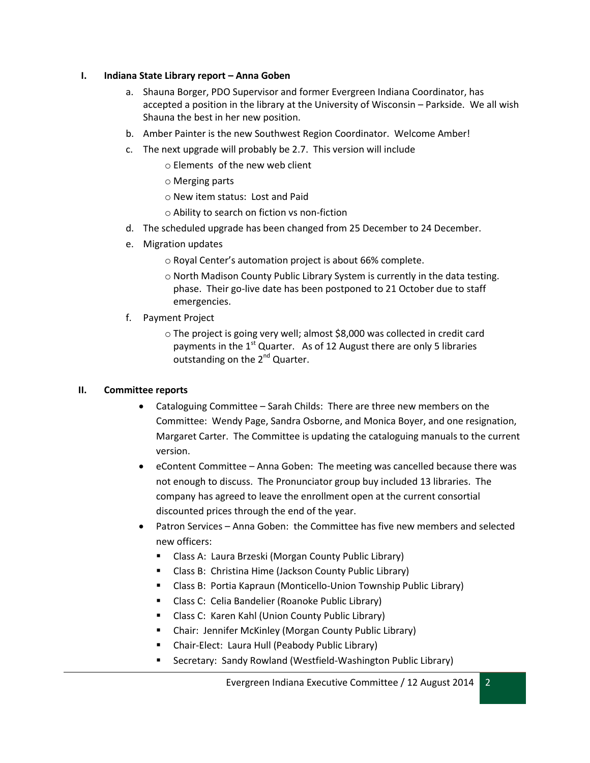## I. Indiana State Library report – Anna Goben

a. Shauna Borger, PDO Supervisor and former Evergreen Indiana Coordinator, has accepted a position in the library at the University of Wisconsin – Parkside. We all wish Shauna the best in her new position.

b. Amber Painter is the new Southwest Region Coordinator. Welcome Amber!

c. The next upgrade will probably be 2.7. This version will include
   - Elements of the new web client
   - Merging parts
   - New item status: Lost and Paid
   - Ability to search on fiction vs non-fiction

d. The scheduled upgrade has been changed from 25 December to 24 December.

e. Migration updates
   - Royal Center's automation project is about 66% complete.
   - North Madison County Public Library System is currently in the data testing. phase. Their go-live date has been postponed to 21 October due to staff emergencies.

f. Payment Project
   - The project is going very well; almost $8,000 was collected in credit card payments in the 1st Quarter. As of 12 August there are only 5 libraries outstanding on the 2nd Quarter.

## II. Committee reports

- Cataloguing Committee – Sarah Childs: There are three new members on the Committee: Wendy Page, Sandra Osborne, and Monica Boyer, and one resignation, Margaret Carter. The Committee is updating the cataloguing manuals to the current version.
- eContent Committee – Anna Goben: The meeting was cancelled because there was not enough to discuss. The Pronunciator group buy included 13 libraries. The company has agreed to leave the enrollment open at the current consortial discounted prices through the end of the year.
- Patron Services – Anna Goben: the Committee has five new members and selected new officers:
  - Class A: Laura Brzeski (Morgan County Public Library)
  - Class B: Christina Hime (Jackson County Public Library)
  - Class B: Portia Kapraun (Monticello-Union Township Public Library)
  - Class C: Celia Bandelier (Roanoke Public Library)
  - Class C: Karen Kahl (Union County Public Library)
  - Chair: Jennifer McKinley (Morgan County Public Library)
  - Chair-Elect: Laura Hull (Peabody Public Library)
  - Secretary: Sandy Rowland (Westfield-Washington Public Library)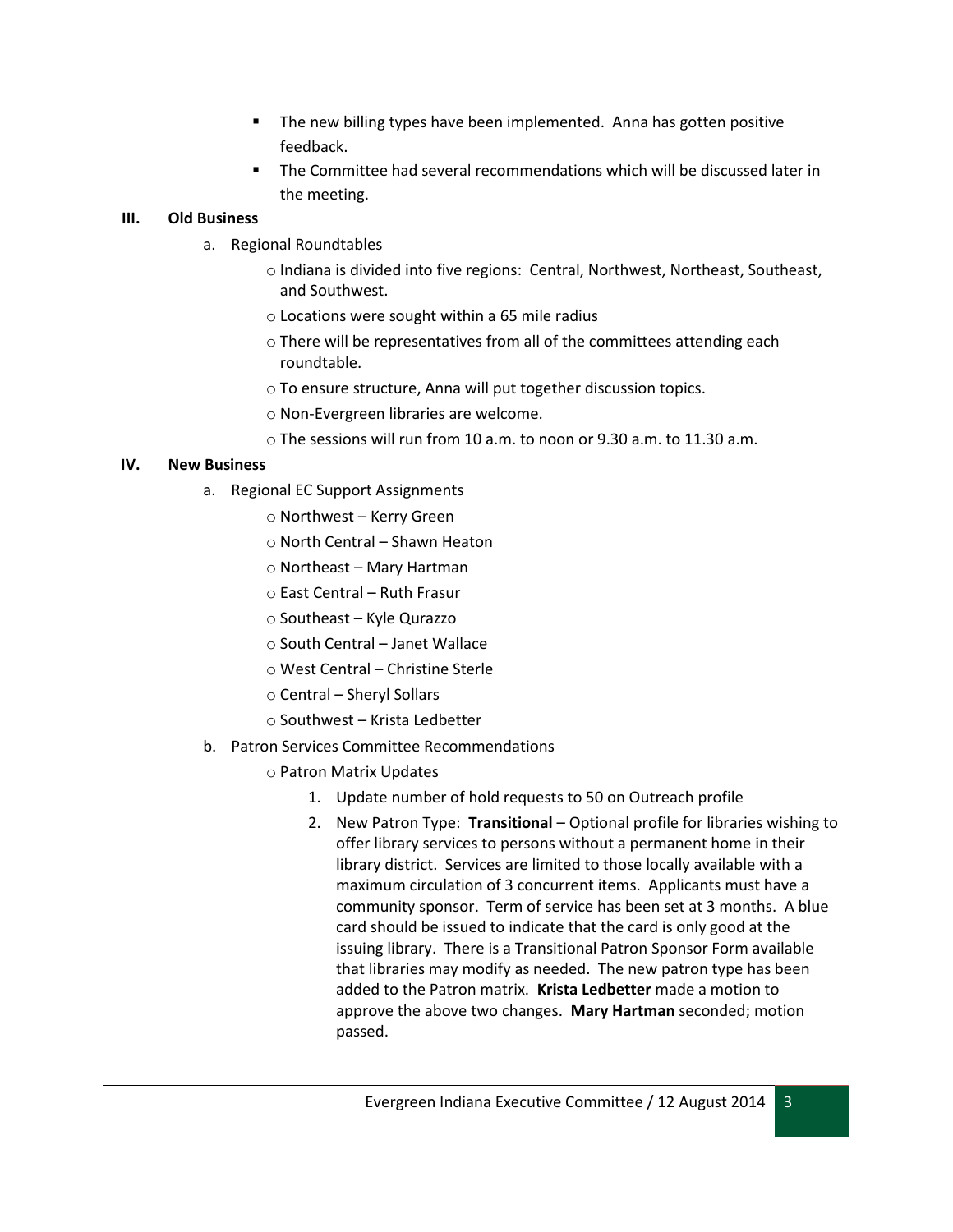- The new billing types have been implemented. Anna has gotten positive feedback.
- The Committee had several recommendations which will be discussed later in the meeting.

**III. Old Business**

a. Regional Roundtables

- Indiana is divided into five regions: Central, Northwest, Northeast, Southeast, and Southwest.
- Locations were sought within a 65 mile radius
- There will be representatives from all of the committees attending each roundtable.
- To ensure structure, Anna will put together discussion topics.
- Non-Evergreen libraries are welcome.
- The sessions will run from 10 a.m. to noon or 9.30 a.m. to 11.30 a.m.

**IV. New Business**

a. Regional EC Support Assignments

- Northwest – Kerry Green
- North Central – Shawn Heaton
- Northeast – Mary Hartman
- East Central – Ruth Frasur
- Southeast – Kyle Qurazzo
- South Central – Janet Wallace
- West Central – Christine Sterle
- Central – Sheryl Sollars
- Southwest – Krista Ledbetter

b. Patron Services Committee Recommendations

- Patron Matrix Updates
  1. Update number of hold requests to 50 on Outreach profile
  2. New Patron Type: **Transitional** – Optional profile for libraries wishing to offer library services to persons without a permanent home in their library district. Services are limited to those locally available with a maximum circulation of 3 concurrent items. Applicants must have a community sponsor. Term of service has been set at 3 months. A blue card should be issued to indicate that the card is only good at the issuing library. There is a Transitional Patron Sponsor Form available that libraries may modify as needed. The new patron type has been added to the Patron matrix. **Krista Ledbetter** made a motion to approve the above two changes. **Mary Hartman** seconded; motion passed.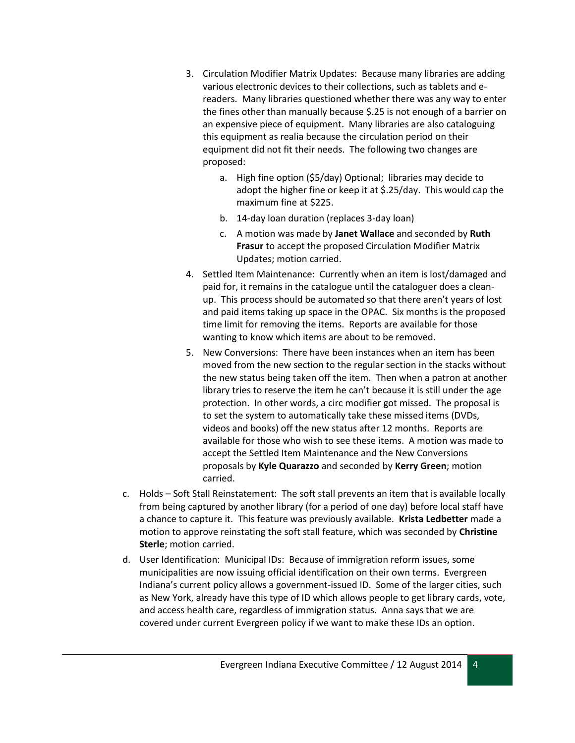3. Circulation Modifier Matrix Updates: Because many libraries are adding various electronic devices to their collections, such as tablets and e-readers. Many libraries questioned whether there was any way to enter the fines other than manually because $.25 is not enough of a barrier on an expensive piece of equipment. Many libraries are also cataloguing this equipment as realia because the circulation period on their equipment did not fit their needs. The following two changes are proposed:
    a. High fine option ($5/day) Optional; libraries may decide to adopt the higher fine or keep it at $.25/day. This would cap the maximum fine at $225.
    b. 14-day loan duration (replaces 3-day loan)
    c. A motion was made by **Janet Wallace** and seconded by **Ruth Frasur** to accept the proposed Circulation Modifier Matrix Updates; motion carried.
4. Settled Item Maintenance: Currently when an item is lost/damaged and paid for, it remains in the catalogue until the cataloguer does a clean-up. This process should be automated so that there aren't years of lost and paid items taking up space in the OPAC. Six months is the proposed time limit for removing the items. Reports are available for those wanting to know which items are about to be removed.
5. New Conversions: There have been instances when an item has been moved from the new section to the regular section in the stacks without the new status being taken off the item. Then when a patron at another library tries to reserve the item he can't because it is still under the age protection. In other words, a circ modifier got missed. The proposal is to set the system to automatically take these missed items (DVDs, videos and books) off the new status after 12 months. Reports are available for those who wish to see these items. A motion was made to accept the Settled Item Maintenance and the New Conversions proposals by **Kyle Quarazzo** and seconded by **Kerry Green**; motion carried.

c. Holds – Soft Stall Reinstatement: The soft stall prevents an item that is available locally from being captured by another library (for a period of one day) before local staff have a chance to capture it. This feature was previously available. **Krista Ledbetter** made a motion to approve reinstating the soft stall feature, which was seconded by **Christine Sterle**; motion carried.

d. User Identification: Municipal IDs: Because of immigration reform issues, some municipalities are now issuing official identification on their own terms. Evergreen Indiana's current policy allows a government-issued ID. Some of the larger cities, such as New York, already have this type of ID which allows people to get library cards, vote, and access health care, regardless of immigration status. Anna says that we are covered under current Evergreen policy if we want to make these IDs an option.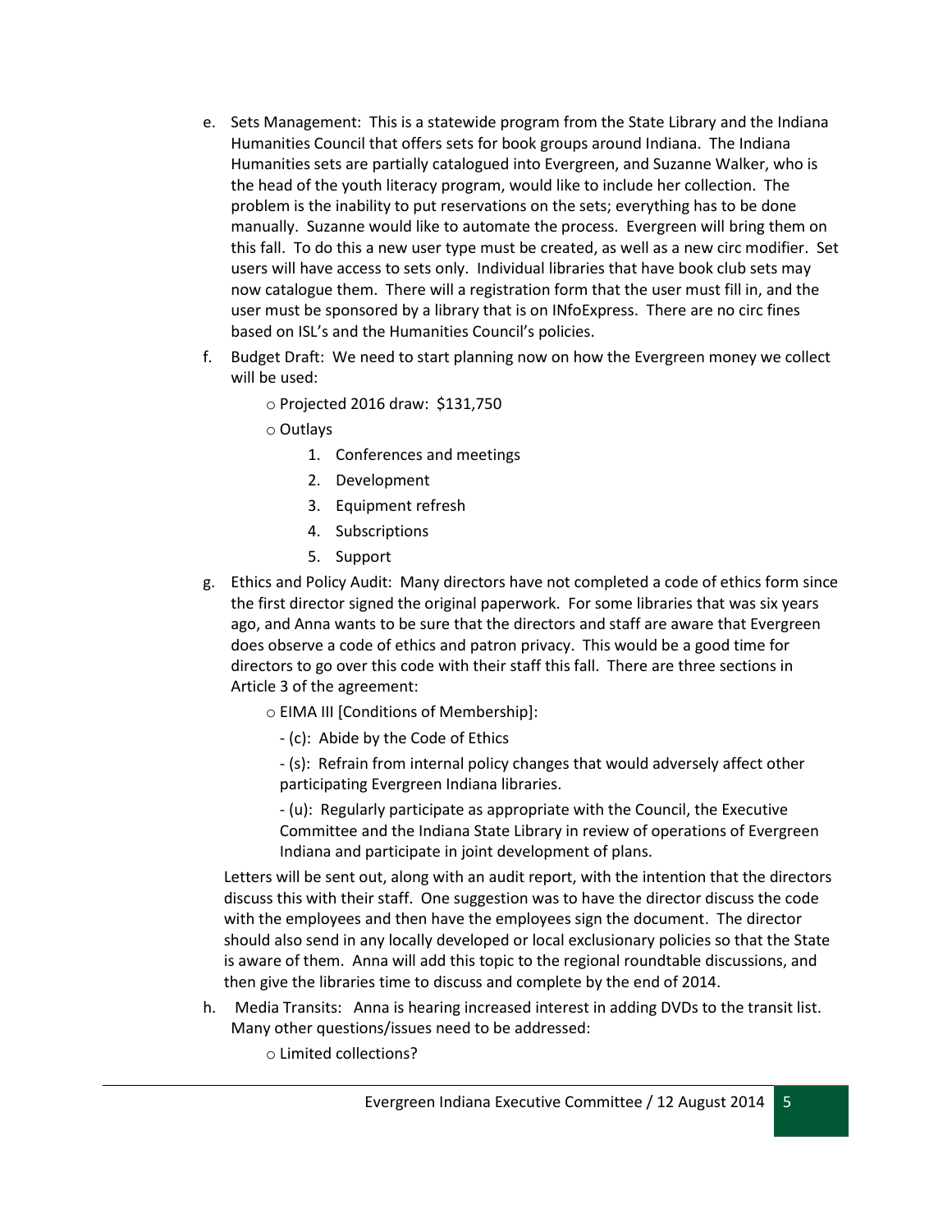e. Sets Management: This is a statewide program from the State Library and the Indiana Humanities Council that offers sets for book groups around Indiana. The Indiana Humanities sets are partially catalogued into Evergreen, and Suzanne Walker, who is the head of the youth literacy program, would like to include her collection. The problem is the inability to put reservations on the sets; everything has to be done manually. Suzanne would like to automate the process. Evergreen will bring them on this fall. To do this a new user type must be created, as well as a new circ modifier. Set users will have access to sets only. Individual libraries that have book club sets may now catalogue them. There will a registration form that the user must fill in, and the user must be sponsored by a library that is on INfoExpress. There are no circ fines based on ISL's and the Humanities Council's policies.

f. Budget Draft: We need to start planning now on how the Evergreen money we collect will be used:

   - Projected 2016 draw: $131,750
   - Outlays
     1. Conferences and meetings
     2. Development
     3. Equipment refresh
     4. Subscriptions
     5. Support

g. Ethics and Policy Audit: Many directors have not completed a code of ethics form since the first director signed the original paperwork. For some libraries that was six years ago, and Anna wants to be sure that the directors and staff are aware that Evergreen does observe a code of ethics and patron privacy. This would be a good time for directors to go over this code with their staff this fall. There are three sections in Article 3 of the agreement:

   - EIMA III [Conditions of Membership]:
     - (c): Abide by the Code of Ethics
     - (s): Refrain from internal policy changes that would adversely affect other participating Evergreen Indiana libraries.
     - (u): Regularly participate as appropriate with the Council, the Executive Committee and the Indiana State Library in review of operations of Evergreen Indiana and participate in joint development of plans.

   Letters will be sent out, along with an audit report, with the intention that the directors discuss this with their staff. One suggestion was to have the director discuss the code with the employees and then have the employees sign the document. The director should also send in any locally developed or local exclusionary policies so that the State is aware of them. Anna will add this topic to the regional roundtable discussions, and then give the libraries time to discuss and complete by the end of 2014.

h. Media Transits: Anna is hearing increased interest in adding DVDs to the transit list. Many other questions/issues need to be addressed:

   - Limited collections?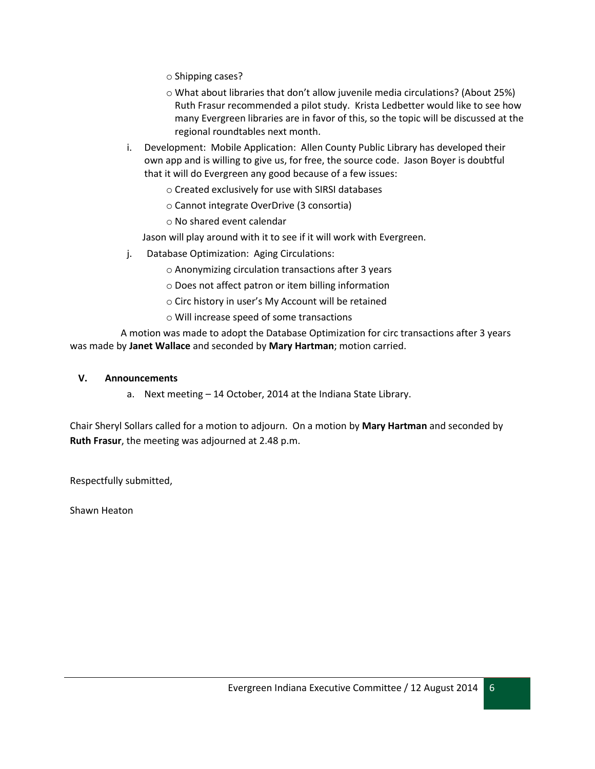- Shipping cases?
- What about libraries that don't allow juvenile media circulations? (About 25%) Ruth Frasur recommended a pilot study. Krista Ledbetter would like to see how many Evergreen libraries are in favor of this, so the topic will be discussed at the regional roundtables next month.

i. Development: Mobile Application: Allen County Public Library has developed their own app and is willing to give us, for free, the source code. Jason Boyer is doubtful that it will do Evergreen any good because of a few issues:

- Created exclusively for use with SIRSI databases
- Cannot integrate OverDrive (3 consortia)
- No shared event calendar

Jason will play around with it to see if it will work with Evergreen.

j. Database Optimization: Aging Circulations:

- Anonymizing circulation transactions after 3 years
- Does not affect patron or item billing information
- Circ history in user's My Account will be retained
- Will increase speed of some transactions

A motion was made to adopt the Database Optimization for circ transactions after 3 years was made by **Janet Wallace** and seconded by **Mary Hartman**; motion carried.

## V. Announcements

a. Next meeting – 14 October, 2014 at the Indiana State Library.

Chair Sheryl Sollars called for a motion to adjourn. On a motion by **Mary Hartman** and seconded by **Ruth Frasur**, the meeting was adjourned at 2.48 p.m.

Respectfully submitted,

Shawn Heaton